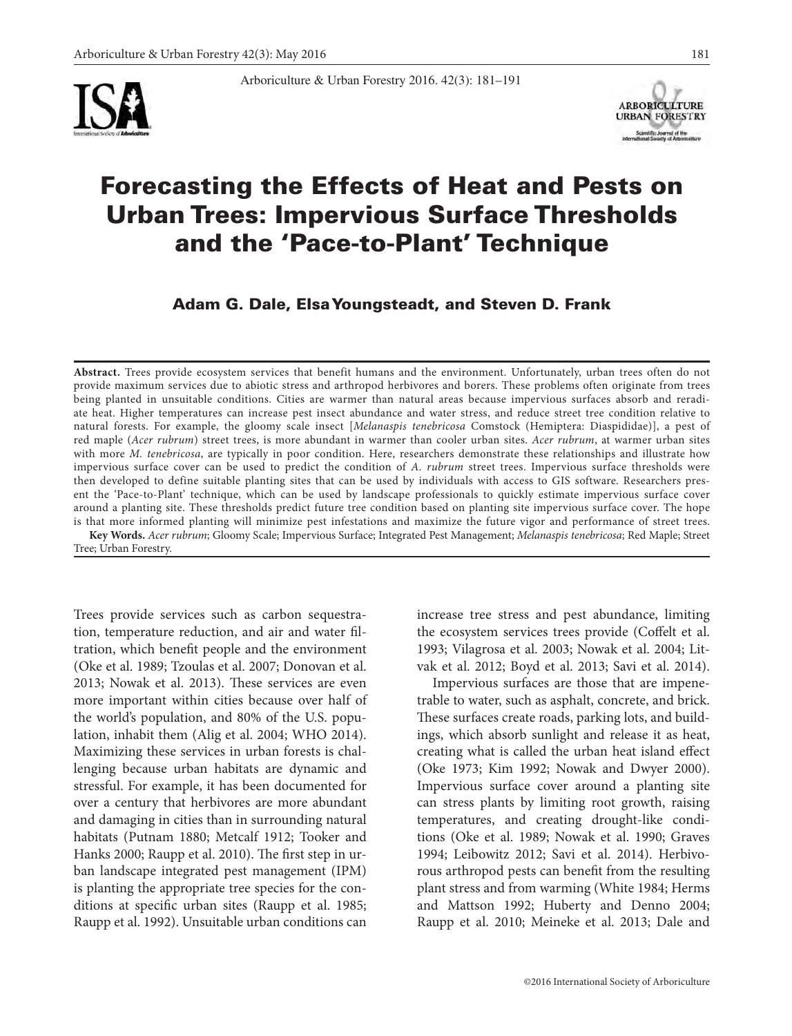# Forecasting the Effects of Heat and Pests on Urban Trees: Impervious Surface Thresholds and the 'Pace-to-Plant' Technique

**Adam G. Dale, Elsa Youngsteadt, and Steven D. Frank**

**Abstract.** Trees provide ecosystem services that benefit humans and the environment. Unfortunately, urban trees often do not provide maximum services due to abiotic stress and arthropod herbivores and borers. These problems often originate from trees being planted in unsuitable conditions. Cities are warmer than natural areas because impervious surfaces absorb and reradiate heat. Higher temperatures can increase pest insect abundance and water stress, and reduce street tree condition relative to natural forests. For example, the gloomy scale insect [*Melanaspis tenebricosa* Comstock (Hemiptera: Diaspididae)], a pest of red maple (*Acer rubrum*) street trees, is more abundant in warmer than cooler urban sites. *Acer rubrum*, at warmer urban sites with more *M. tenebricosa*, are typically in poor condition. Here, researchers demonstrate these relationships and illustrate how impervious surface cover can be used to predict the condition of *A. rubrum* street trees. Impervious surface thresholds were then developed to define suitable planting sites that can be used by individuals with access to GIS software. Researchers present the 'Pace-to-Plant' technique, which can be used by landscape professionals to quickly estimate impervious surface cover around a planting site. These thresholds predict future tree condition based on planting site impervious surface cover. The hope is that more informed planting will minimize pest infestations and maximize the future vigor and performance of street trees.

**Key Words.** *Acer rubrum*; Gloomy Scale; Impervious Surface; Integrated Pest Management; *Melanaspis tenebricosa*; Red Maple; Street Tree; Urban Forestry.

Trees provide services such as carbon sequestration, temperature reduction, and air and water filtration, which benefit people and the environment (Oke et al. 1989; Tzoulas et al. 2007; Donovan et al. 2013; Nowak et al. 2013). These services are even more important within cities because over half of the world's population, and 80% of the U.S. population, inhabit them (Alig et al. 2004; WHO 2014). Maximizing these services in urban forests is challenging because urban habitats are dynamic and stressful. For example, it has been documented for over a century that herbivores are more abundant and damaging in cities than in surrounding natural habitats (Putnam 1880; Metcalf 1912; Tooker and Hanks 2000; Raupp et al. 2010). The first step in urban landscape integrated pest management (IPM) is planting the appropriate tree species for the conditions at specific urban sites (Raupp et al. 1985; Raupp et al. 1992). Unsuitable urban conditions can increase tree stress and pest abundance, limiting the ecosystem services trees provide (Coffelt et al. 1993; Vilagrosa et al. 2003; Nowak et al. 2004; Litvak et al. 2012; Boyd et al. 2013; Savi et al. 2014).

Impervious surfaces are those that are impenetrable to water, such as asphalt, concrete, and brick. These surfaces create roads, parking lots, and buildings, which absorb sunlight and release it as heat, creating what is called the urban heat island effect (Oke 1973; Kim 1992; Nowak and Dwyer 2000). Impervious surface cover around a planting site can stress plants by limiting root growth, raising temperatures, and creating drought-like conditions (Oke et al. 1989; Nowak et al. 1990; Graves 1994; Leibowitz 2012; Savi et al. 2014). Herbivorous arthropod pests can benefit from the resulting plant stress and from warming (White 1984; Herms and Mattson 1992; Huberty and Denno 2004; Raupp et al. 2010; Meineke et al. 2013; Dale and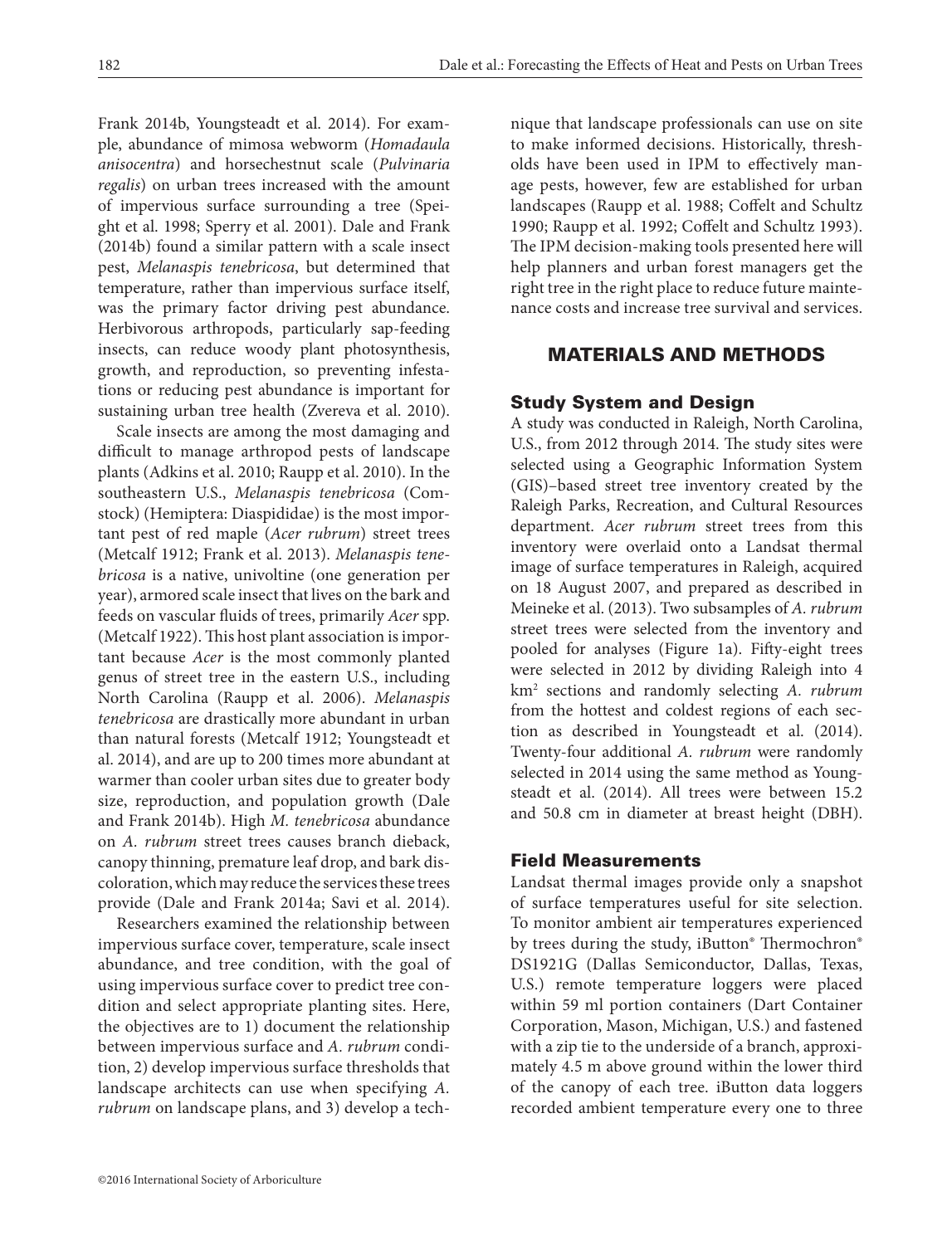Frank 2014b, Youngsteadt et al. 2014). For example, abundance of mimosa webworm (*Homadaula anisocentra*) and horsechestnut scale (*Pulvinaria regalis*) on urban trees increased with the amount of impervious surface surrounding a tree (Speight et al. 1998; Sperry et al. 2001). Dale and Frank (2014b) found a similar pattern with a scale insect pest, *Melanaspis tenebricosa*, but determined that temperature, rather than impervious surface itself, was the primary factor driving pest abundance. Herbivorous arthropods, particularly sap-feeding insects, can reduce woody plant photosynthesis, growth, and reproduction, so preventing infestations or reducing pest abundance is important for sustaining urban tree health (Zvereva et al. 2010).

Scale insects are among the most damaging and difficult to manage arthropod pests of landscape plants (Adkins et al. 2010; Raupp et al. 2010). In the southeastern U.S., *Melanaspis tenebricosa* (Comstock) (Hemiptera: Diaspididae) is the most important pest of red maple (*Acer rubrum*) street trees (Metcalf 1912; Frank et al. 2013). *Melanaspis tenebricosa* is a native, univoltine (one generation per year), armored scale insect that lives on the bark and feeds on vascular fluids of trees, primarily *Acer* spp. (Metcalf 1922). This host plant association is important because *Acer* is the most commonly planted genus of street tree in the eastern U.S., including North Carolina (Raupp et al. 2006). *Melanaspis tenebricosa* are drastically more abundant in urban than natural forests (Metcalf 1912; Youngsteadt et al. 2014), and are up to 200 times more abundant at warmer than cooler urban sites due to greater body size, reproduction, and population growth (Dale and Frank 2014b). High *M. tenebricosa* abundance on *A. rubrum* street trees causes branch dieback, canopy thinning, premature leaf drop, and bark discoloration, which may reduce the services these trees provide (Dale and Frank 2014a; Savi et al. 2014).

Researchers examined the relationship between impervious surface cover, temperature, scale insect abundance, and tree condition, with the goal of using impervious surface cover to predict tree condition and select appropriate planting sites. Here, the objectives are to 1) document the relationship between impervious surface and *A. rubrum* condition, 2) develop impervious surface thresholds that landscape architects can use when specifying *A. rubrum* on landscape plans, and 3) develop a technique that landscape professionals can use on site to make informed decisions. Historically, thresholds have been used in IPM to effectively manage pests, however, few are established for urban landscapes (Raupp et al. 1988; Coffelt and Schultz 1990; Raupp et al. 1992; Coffelt and Schultz 1993). The IPM decision-making tools presented here will help planners and urban forest managers get the right tree in the right place to reduce future maintenance costs and increase tree survival and services.

## MATERIALS AND METHODS

### Study System and Design

A study was conducted in Raleigh, North Carolina, U.S., from 2012 through 2014. The study sites were selected using a Geographic Information System (GIS)–based street tree inventory created by the Raleigh Parks, Recreation, and Cultural Resources department. *Acer rubrum* street trees from this inventory were overlaid onto a Landsat thermal image of surface temperatures in Raleigh, acquired on 18 August 2007, and prepared as described in Meineke et al. (2013). Two subsamples of *A. rubrum* street trees were selected from the inventory and pooled for analyses (Figure 1a). Fifty-eight trees were selected in 2012 by dividing Raleigh into 4 km$^2$ sections and randomly selecting *A. rubrum* from the hottest and coldest regions of each section as described in Youngsteadt et al. (2014). Twenty-four additional *A. rubrum* were randomly selected in 2014 using the same method as Youngsteadt et al. (2014). All trees were between 15.2 and 50.8 cm in diameter at breast height (DBH).

### Field Measurements

Landsat thermal images provide only a snapshot of surface temperatures useful for site selection. To monitor ambient air temperatures experienced by trees during the study, iButton® Thermochron® DS1921G (Dallas Semiconductor, Dallas, Texas, U.S.) remote temperature loggers were placed within 59 ml portion containers (Dart Container Corporation, Mason, Michigan, U.S.) and fastened with a zip tie to the underside of a branch, approximately 4.5 m above ground within the lower third of the canopy of each tree. iButton data loggers recorded ambient temperature every one to three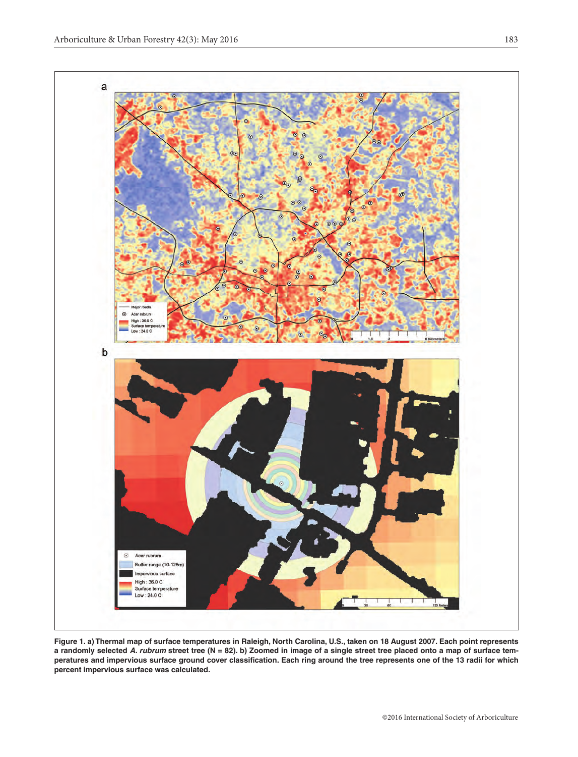**Figure 1. a) Thermal map of surface temperatures in Raleigh, North Carolina, U.S., taken on 18 August 2007. Each point represents a randomly selected *A. rubrum* street tree (N = 82). b) Zoomed in image of a single street tree placed onto a map of surface temperatures and impervious surface ground cover classification. Each ring around the tree represents one of the 13 radii for which percent impervious surface was calculated.**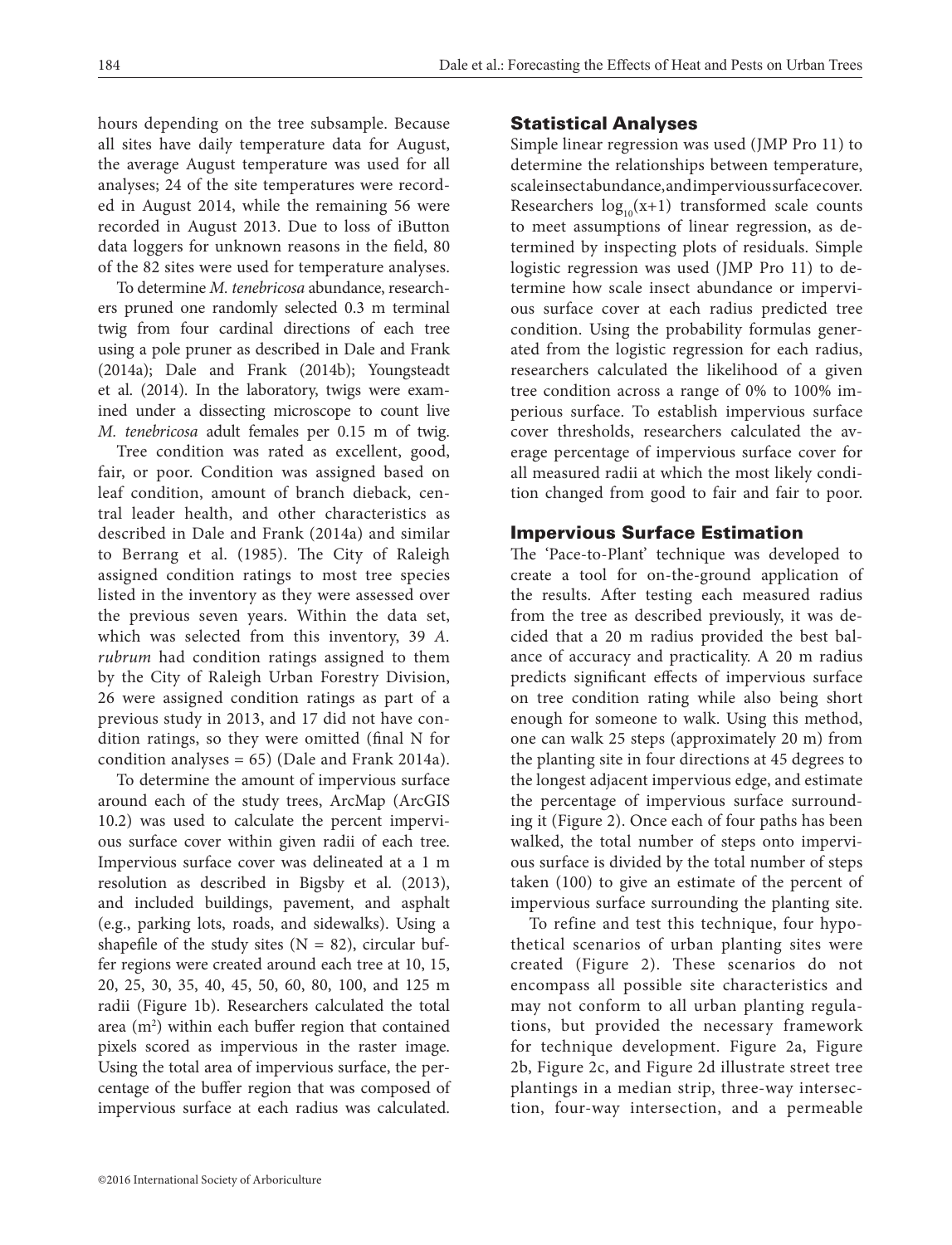hours depending on the tree subsample. Because all sites have daily temperature data for August, the average August temperature was used for all analyses; 24 of the site temperatures were recorded in August 2014, while the remaining 56 were recorded in August 2013. Due to loss of iButton data loggers for unknown reasons in the field, 80 of the 82 sites were used for temperature analyses.

To determine *M. tenebricosa* abundance, researchers pruned one randomly selected 0.3 m terminal twig from four cardinal directions of each tree using a pole pruner as described in Dale and Frank (2014a); Dale and Frank (2014b); Youngsteadt et al. (2014). In the laboratory, twigs were examined under a dissecting microscope to count live *M. tenebricosa* adult females per 0.15 m of twig.

Tree condition was rated as excellent, good, fair, or poor. Condition was assigned based on leaf condition, amount of branch dieback, central leader health, and other characteristics as described in Dale and Frank (2014a) and similar to Berrang et al. (1985). The City of Raleigh assigned condition ratings to most tree species listed in the inventory as they were assessed over the previous seven years. Within the data set, which was selected from this inventory, 39 *A. rubrum* had condition ratings assigned to them by the City of Raleigh Urban Forestry Division, 26 were assigned condition ratings as part of a previous study in 2013, and 17 did not have condition ratings, so they were omitted (final N for condition analyses = 65) (Dale and Frank 2014a).

To determine the amount of impervious surface around each of the study trees, ArcMap (ArcGIS 10.2) was used to calculate the percent impervious surface cover within given radii of each tree. Impervious surface cover was delineated at a 1 m resolution as described in Bigsby et al. (2013), and included buildings, pavement, and asphalt (e.g., parking lots, roads, and sidewalks). Using a shapefile of the study sites (N = 82), circular buffer regions were created around each tree at 10, 15, 20, 25, 30, 35, 40, 45, 50, 60, 80, 100, and 125 m radii (Figure 1b). Researchers calculated the total area ($m^2$) within each buffer region that contained pixels scored as impervious in the raster image. Using the total area of impervious surface, the percentage of the buffer region that was composed of impervious surface at each radius was calculated.

## Statistical Analyses

Simple linear regression was used (JMP Pro 11) to determine the relationships between temperature, scale insect abundance, and impervious surface cover. Researchers $\log_{10}(x+1)$ transformed scale counts to meet assumptions of linear regression, as determined by inspecting plots of residuals. Simple logistic regression was used (JMP Pro 11) to determine how scale insect abundance or impervious surface cover at each radius predicted tree condition. Using the probability formulas generated from the logistic regression for each radius, researchers calculated the likelihood of a given tree condition across a range of 0% to 100% imperious surface. To establish impervious surface cover thresholds, researchers calculated the average percentage of impervious surface cover for all measured radii at which the most likely condition changed from good to fair and fair to poor.

## Impervious Surface Estimation

The 'Pace-to-Plant' technique was developed to create a tool for on-the-ground application of the results. After testing each measured radius from the tree as described previously, it was decided that a 20 m radius provided the best balance of accuracy and practicality. A 20 m radius predicts significant effects of impervious surface on tree condition rating while also being short enough for someone to walk. Using this method, one can walk 25 steps (approximately 20 m) from the planting site in four directions at 45 degrees to the longest adjacent impervious edge, and estimate the percentage of impervious surface surrounding it (Figure 2). Once each of four paths has been walked, the total number of steps onto impervious surface is divided by the total number of steps taken (100) to give an estimate of the percent of impervious surface surrounding the planting site.

To refine and test this technique, four hypothetical scenarios of urban planting sites were created (Figure 2). These scenarios do not encompass all possible site characteristics and may not conform to all urban planting regulations, but provided the necessary framework for technique development. Figure 2a, Figure 2b, Figure 2c, and Figure 2d illustrate street tree plantings in a median strip, three-way intersection, four-way intersection, and a permeable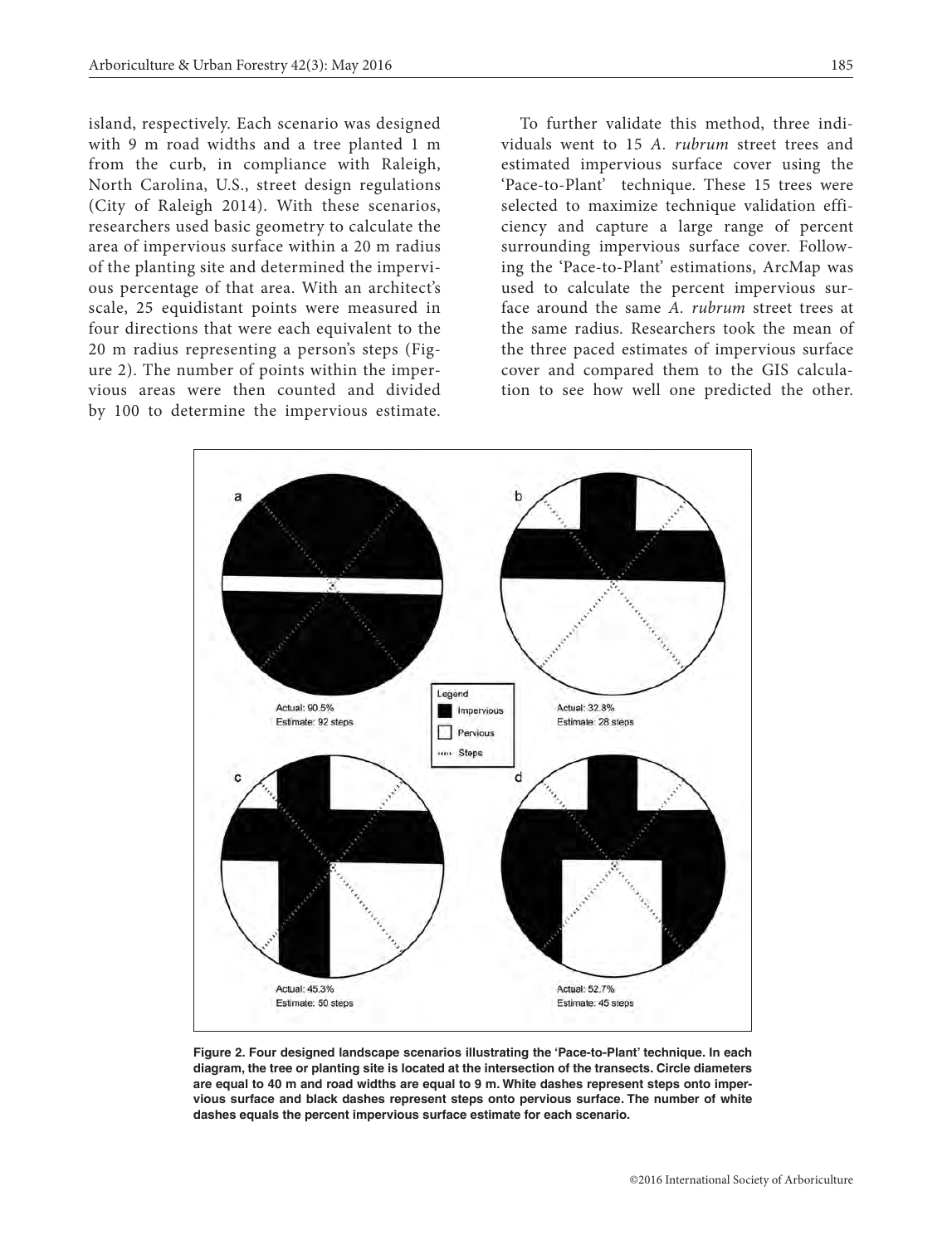island, respectively. Each scenario was designed with 9 m road widths and a tree planted 1 m from the curb, in compliance with Raleigh, North Carolina, U.S., street design regulations (City of Raleigh 2014). With these scenarios, researchers used basic geometry to calculate the area of impervious surface within a 20 m radius of the planting site and determined the impervious percentage of that area. With an architect's scale, 25 equidistant points were measured in four directions that were each equivalent to the 20 m radius representing a person's steps (Figure 2). The number of points within the impervious areas were then counted and divided by 100 to determine the impervious estimate.

To further validate this method, three individuals went to 15 *A. rubrum* street trees and estimated impervious surface cover using the 'Pace-to-Plant' technique. These 15 trees were selected to maximize technique validation efficiency and capture a large range of percent surrounding impervious surface cover. Following the 'Pace-to-Plant' estimations, ArcMap was used to calculate the percent impervious surface around the same *A. rubrum* street trees at the same radius. Researchers took the mean of the three paced estimates of impervious surface cover and compared them to the GIS calculation to see how well one predicted the other.

**Figure 2. Four designed landscape scenarios illustrating the 'Pace-to-Plant' technique. In each diagram, the tree or planting site is located at the intersection of the transects. Circle diameters are equal to 40 m and road widths are equal to 9 m. White dashes represent steps onto impervious surface and black dashes represent steps onto pervious surface. The number of white dashes equals the percent impervious surface estimate for each scenario.**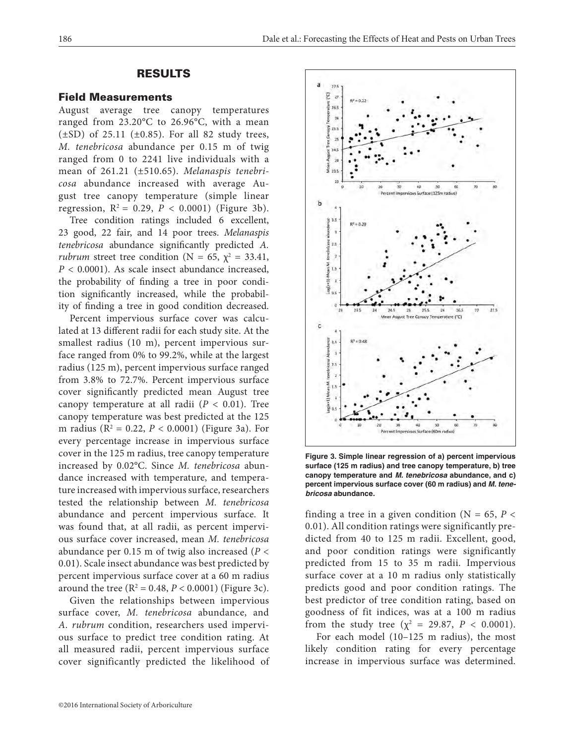## RESULTS

### Field Measurements

August average tree canopy temperatures ranged from 23.20°C to 26.96°C, with a mean (±SD) of 25.11 (±0.85). For all 82 study trees, *M. tenebricosa* abundance per 0.15 m of twig ranged from 0 to 2241 live individuals with a mean of 261.21 (±510.65). *Melanaspis tenebricosa* abundance increased with average August tree canopy temperature (simple linear regression, $R^2 = 0.29$, $P < 0.0001$) (Figure 3b).

Tree condition ratings included 6 excellent, 23 good, 22 fair, and 14 poor trees. *Melanaspis tenebricosa* abundance significantly predicted *A. rubrum* street tree condition ($N = 65$, $\chi^2 = 33.41$, $P < 0.0001$). As scale insect abundance increased, the probability of finding a tree in poor condition significantly increased, while the probability of finding a tree in good condition decreased.

Percent impervious surface cover was calculated at 13 different radii for each study site. At the smallest radius (10 m), percent impervious surface ranged from 0% to 99.2%, while at the largest radius (125 m), percent impervious surface ranged from 3.8% to 72.7%. Percent impervious surface cover significantly predicted mean August tree canopy temperature at all radii ($P < 0.01$). Tree canopy temperature was best predicted at the 125 m radius ($R^2 = 0.22$, $P < 0.0001$) (Figure 3a). For every percentage increase in impervious surface cover in the 125 m radius, tree canopy temperature increased by 0.02°C. Since *M. tenebricosa* abundance increased with temperature, and temperature increased with impervious surface, researchers tested the relationship between *M. tenebricosa* abundance and percent impervious surface. It was found that, at all radii, as percent impervious surface cover increased, mean *M. tenebricosa* abundance per 0.15 m of twig also increased ($P < 0.01$). Scale insect abundance was best predicted by percent impervious surface cover at a 60 m radius around the tree ($R^2 = 0.48$, $P < 0.0001$) (Figure 3c).

Given the relationships between impervious surface cover, *M. tenebricosa* abundance, and *A. rubrum* condition, researchers used impervious surface to predict tree condition rating. At all measured radii, percent impervious surface cover significantly predicted the likelihood of finding a tree in a given condition ($N = 65$, $P < 0.01$). All condition ratings were significantly predicted from 40 to 125 m radii. Excellent, good, and poor condition ratings were significantly predicted from 15 to 35 m radii. Impervious surface cover at a 10 m radius only statistically predicts good and poor condition ratings. The best predictor of tree condition rating, based on goodness of fit indices, was at a 100 m radius from the study tree ($\chi^2 = 29.87$, $P < 0.0001$).

For each model (10–125 m radius), the most likely condition rating for every percentage increase in impervious surface was determined.

**Figure 3. Simple linear regression of a) percent impervious surface (125 m radius) and tree canopy temperature, b) tree canopy temperature and *M. tenebricosa* abundance, and c) percent impervious surface cover (60 m radius) and *M. tenebricosa* abundance.**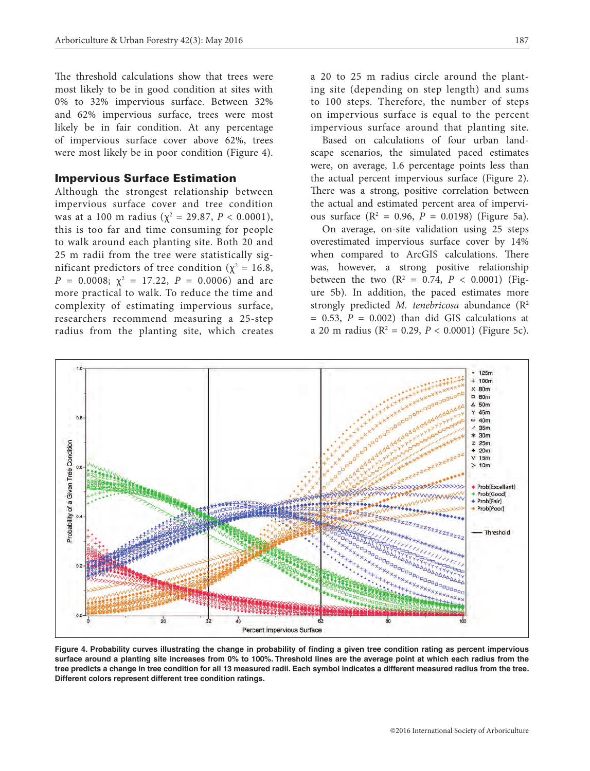The threshold calculations show that trees were most likely to be in good condition at sites with 0% to 32% impervious surface. Between 32% and 62% impervious surface, trees were most likely be in fair condition. At any percentage of impervious surface cover above 62%, trees were most likely be in poor condition (Figure 4).

### Impervious Surface Estimation

Although the strongest relationship between impervious surface cover and tree condition was at a 100 m radius ($\chi^2 = 29.87$, $P < 0.0001$), this is too far and time consuming for people to walk around each planting site. Both 20 and 25 m radii from the tree were statistically significant predictors of tree condition ($\chi^2 = 16.8$, $P = 0.0008$; $\chi^2 = 17.22$, $P = 0.0006$) and are more practical to walk. To reduce the time and complexity of estimating impervious surface, researchers recommend measuring a 25-step radius from the planting site, which creates a 20 to 25 m radius circle around the planting site (depending on step length) and sums to 100 steps. Therefore, the number of steps on impervious surface is equal to the percent impervious surface around that planting site.

Based on calculations of four urban landscape scenarios, the simulated paced estimates were, on average, 1.6 percentage points less than the actual percent impervious surface (Figure 2). There was a strong, positive correlation between the actual and estimated percent area of impervious surface ($R^2 = 0.96$, $P = 0.0198$) (Figure 5a).

On average, on-site validation using 25 steps overestimated impervious surface cover by 14% when compared to ArcGIS calculations. There was, however, a strong positive relationship between the two ($R^2 = 0.74$, $P < 0.0001$) (Figure 5b). In addition, the paced estimates more strongly predicted *M. tenebricosa* abundance ($R^2 = 0.53$, $P = 0.002$) than did GIS calculations at a 20 m radius ($R^2 = 0.29$, $P < 0.0001$) (Figure 5c).

**Figure 4. Probability curves illustrating the change in probability of finding a given tree condition rating as percent impervious surface around a planting site increases from 0% to 100%. Threshold lines are the average point at which each radius from the tree predicts a change in tree condition for all 13 measured radii. Each symbol indicates a different measured radius from the tree. Different colors represent different tree condition ratings.**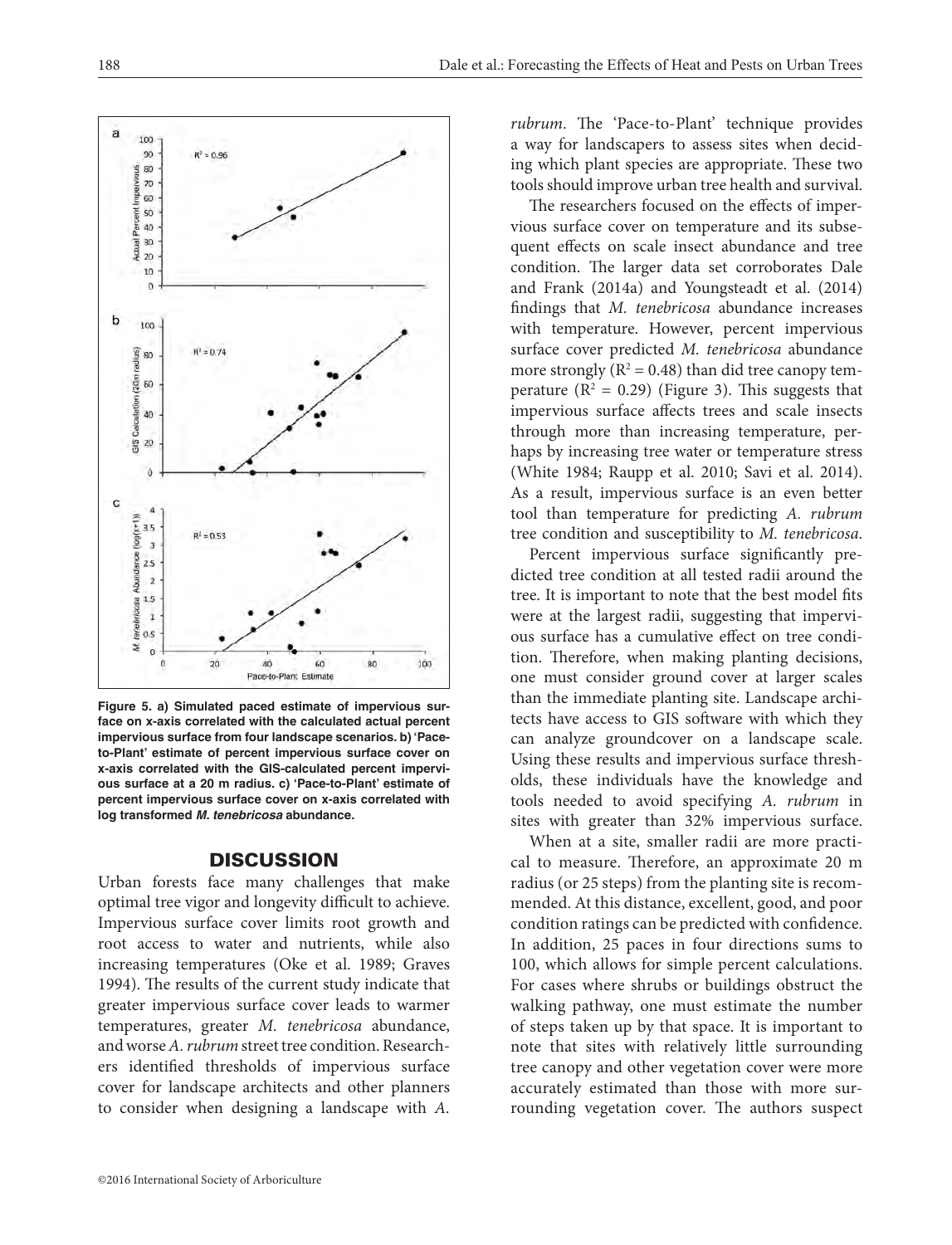Figure 5. a) Simulated paced estimate of impervious surface on x-axis correlated with the calculated actual percent impervious surface from four landscape scenarios. b) 'Pace-to-Plant' estimate of percent impervious surface cover on x-axis correlated with the GIS-calculated percent impervious surface at a 20 m radius. c) 'Pace-to-Plant' estimate of percent impervious surface cover on x-axis correlated with log transformed *M. tenebricosa* abundance.

## DISCUSSION

Urban forests face many challenges that make optimal tree vigor and longevity difficult to achieve. Impervious surface cover limits root growth and root access to water and nutrients, while also increasing temperatures (Oke et al. 1989; Graves 1994). The results of the current study indicate that greater impervious surface cover leads to warmer temperatures, greater *M. tenebricosa* abundance, and worse *A. rubrum* street tree condition. Researchers identified thresholds of impervious surface cover for landscape architects and other planners to consider when designing a landscape with *A. rubrum*. The 'Pace-to-Plant' technique provides a way for landscapers to assess sites when deciding which plant species are appropriate. These two tools should improve urban tree health and survival.

The researchers focused on the effects of impervious surface cover on temperature and its subsequent effects on scale insect abundance and tree condition. The larger data set corroborates Dale and Frank (2014a) and Youngsteadt et al. (2014) findings that *M. tenebricosa* abundance increases with temperature. However, percent impervious surface cover predicted *M. tenebricosa* abundance more strongly ($R^2 = 0.48$) than did tree canopy temperature ($R^2 = 0.29$) (Figure 3). This suggests that impervious surface affects trees and scale insects through more than increasing temperature, perhaps by increasing tree water or temperature stress (White 1984; Raupp et al. 2010; Savi et al. 2014). As a result, impervious surface is an even better tool than temperature for predicting *A. rubrum* tree condition and susceptibility to *M. tenebricosa*.

Percent impervious surface significantly predicted tree condition at all tested radii around the tree. It is important to note that the best model fits were at the largest radii, suggesting that impervious surface has a cumulative effect on tree condition. Therefore, when making planting decisions, one must consider ground cover at larger scales than the immediate planting site. Landscape architects have access to GIS software with which they can analyze groundcover on a landscape scale. Using these results and impervious surface thresholds, these individuals have the knowledge and tools needed to avoid specifying *A. rubrum* in sites with greater than 32% impervious surface.

When at a site, smaller radii are more practical to measure. Therefore, an approximate 20 m radius (or 25 steps) from the planting site is recommended. At this distance, excellent, good, and poor condition ratings can be predicted with confidence. In addition, 25 paces in four directions sums to 100, which allows for simple percent calculations. For cases where shrubs or buildings obstruct the walking pathway, one must estimate the number of steps taken up by that space. It is important to note that sites with relatively little surrounding tree canopy and other vegetation cover were more accurately estimated than those with more surrounding vegetation cover. The authors suspect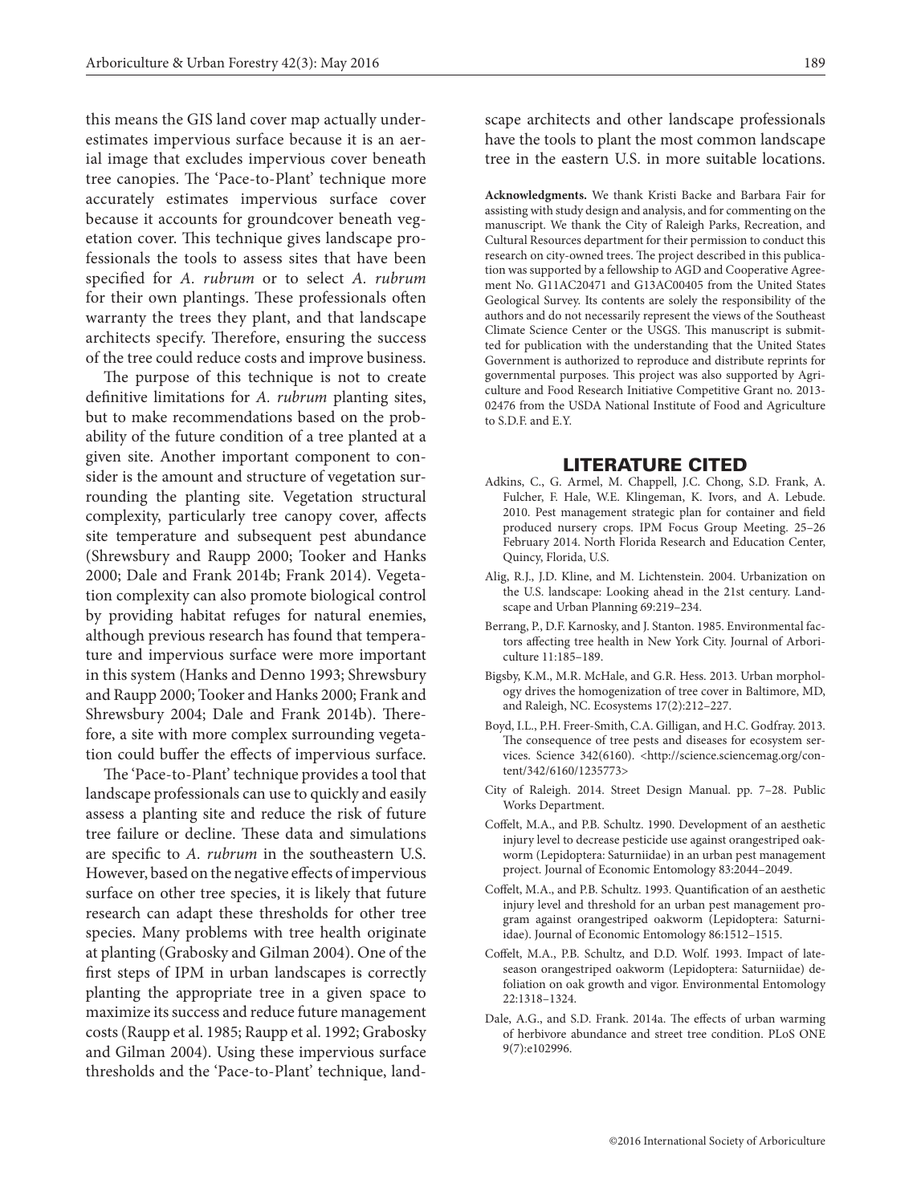this means the GIS land cover map actually underestimates impervious surface because it is an aerial image that excludes impervious cover beneath tree canopies. The 'Pace-to-Plant' technique more accurately estimates impervious surface cover because it accounts for groundcover beneath vegetation cover. This technique gives landscape professionals the tools to assess sites that have been specified for *A. rubrum* or to select *A. rubrum* for their own plantings. These professionals often warranty the trees they plant, and that landscape architects specify. Therefore, ensuring the success of the tree could reduce costs and improve business.

The purpose of this technique is not to create definitive limitations for *A. rubrum* planting sites, but to make recommendations based on the probability of the future condition of a tree planted at a given site. Another important component to consider is the amount and structure of vegetation surrounding the planting site. Vegetation structural complexity, particularly tree canopy cover, affects site temperature and subsequent pest abundance (Shrewsbury and Raupp 2000; Tooker and Hanks 2000; Dale and Frank 2014b; Frank 2014). Vegetation complexity can also promote biological control by providing habitat refuges for natural enemies, although previous research has found that temperature and impervious surface were more important in this system (Hanks and Denno 1993; Shrewsbury and Raupp 2000; Tooker and Hanks 2000; Frank and Shrewsbury 2004; Dale and Frank 2014b). Therefore, a site with more complex surrounding vegetation could buffer the effects of impervious surface.

The 'Pace-to-Plant' technique provides a tool that landscape professionals can use to quickly and easily assess a planting site and reduce the risk of future tree failure or decline. These data and simulations are specific to *A. rubrum* in the southeastern U.S. However, based on the negative effects of impervious surface on other tree species, it is likely that future research can adapt these thresholds for other tree species. Many problems with tree health originate at planting (Grabosky and Gilman 2004). One of the first steps of IPM in urban landscapes is correctly planting the appropriate tree in a given space to maximize its success and reduce future management costs (Raupp et al. 1985; Raupp et al. 1992; Grabosky and Gilman 2004). Using these impervious surface thresholds and the 'Pace-to-Plant' technique, landscape architects and other landscape professionals have the tools to plant the most common landscape tree in the eastern U.S. in more suitable locations.

**Acknowledgments.** We thank Kristi Backe and Barbara Fair for assisting with study design and analysis, and for commenting on the manuscript. We thank the City of Raleigh Parks, Recreation, and Cultural Resources department for their permission to conduct this research on city-owned trees. The project described in this publication was supported by a fellowship to AGD and Cooperative Agreement No. G11AC20471 and G13AC00405 from the United States Geological Survey. Its contents are solely the responsibility of the authors and do not necessarily represent the views of the Southeast Climate Science Center or the USGS. This manuscript is submitted for publication with the understanding that the United States Government is authorized to reproduce and distribute reprints for governmental purposes. This project was also supported by Agriculture and Food Research Initiative Competitive Grant no. 2013-02476 from the USDA National Institute of Food and Agriculture to S.D.F. and E.Y.

## LITERATURE CITED

Adkins, C., G. Armel, M. Chappell, J.C. Chong, S.D. Frank, A. Fulcher, F. Hale, W.E. Klingeman, K. Ivors, and A. Lebude. 2010. Pest management strategic plan for container and field produced nursery crops. IPM Focus Group Meeting. 25–26 February 2014. North Florida Research and Education Center, Quincy, Florida, U.S.

Alig, R.J., J.D. Kline, and M. Lichtenstein. 2004. Urbanization on the U.S. landscape: Looking ahead in the 21st century. Landscape and Urban Planning 69:219–234.

Berrang, P., D.F. Karnosky, and J. Stanton. 1985. Environmental factors affecting tree health in New York City. Journal of Arboriculture 11:185–189.

Bigsby, K.M., M.R. McHale, and G.R. Hess. 2013. Urban morphology drives the homogenization of tree cover in Baltimore, MD, and Raleigh, NC. Ecosystems 17(2):212–227.

Boyd, I.L., P.H. Freer-Smith, C.A. Gilligan, and H.C. Godfray. 2013. The consequence of tree pests and diseases for ecosystem services. Science 342(6160). <http://science.sciencemag.org/content/342/6160/1235773>

City of Raleigh. 2014. Street Design Manual. pp. 7–28. Public Works Department.

Coffelt, M.A., and P.B. Schultz. 1990. Development of an aesthetic injury level to decrease pesticide use against orangestriped oakworm (Lepidoptera: Saturniidae) in an urban pest management project. Journal of Economic Entomology 83:2044–2049.

Coffelt, M.A., and P.B. Schultz. 1993. Quantification of an aesthetic injury level and threshold for an urban pest management program against orangestriped oakworm (Lepidoptera: Saturniidae). Journal of Economic Entomology 86:1512–1515.

Coffelt, M.A., P.B. Schultz, and D.D. Wolf. 1993. Impact of late-season orangestriped oakworm (Lepidoptera: Saturniidae) defoliation on oak growth and vigor. Environmental Entomology 22:1318–1324.

Dale, A.G., and S.D. Frank. 2014a. The effects of urban warming of herbivore abundance and street tree condition. PLoS ONE 9(7):e102996.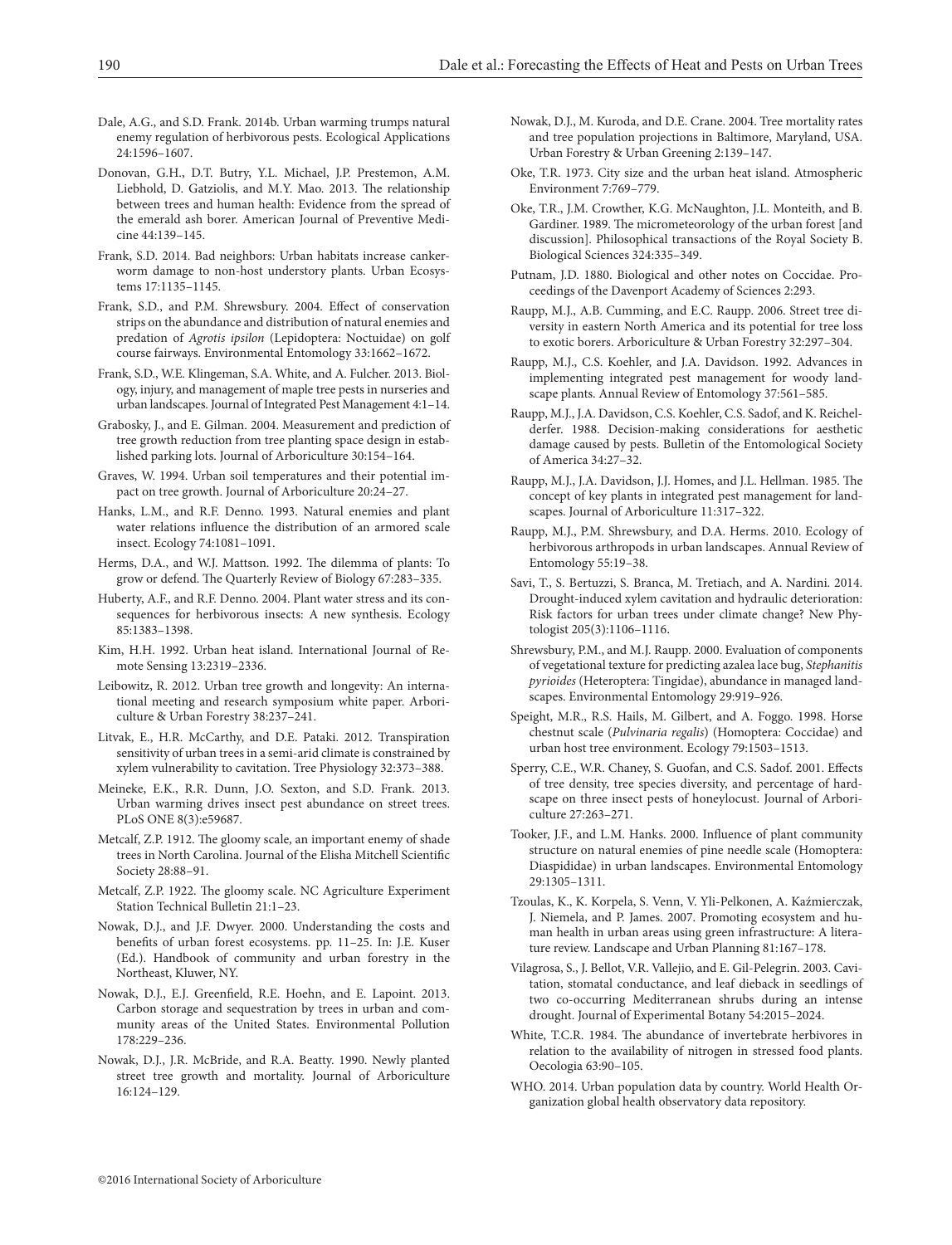Dale, A.G., and S.D. Frank. 2014b. Urban warming trumps natural enemy regulation of herbivorous pests. Ecological Applications 24:1596–1607.

Donovan, G.H., D.T. Butry, Y.L. Michael, J.P. Prestemon, A.M. Liebhold, D. Gatziolis, and M.Y. Mao. 2013. The relationship between trees and human health: Evidence from the spread of the emerald ash borer. American Journal of Preventive Medicine 44:139–145.

Frank, S.D. 2014. Bad neighbors: Urban habitats increase cankerworm damage to non-host understory plants. Urban Ecosystems 17:1135–1145.

Frank, S.D., and P.M. Shrewsbury. 2004. Effect of conservation strips on the abundance and distribution of natural enemies and predation of *Agrotis ipsilon* (Lepidoptera: Noctuidae) on golf course fairways. Environmental Entomology 33:1662–1672.

Frank, S.D., W.E. Klingeman, S.A. White, and A. Fulcher. 2013. Biology, injury, and management of maple tree pests in nurseries and urban landscapes. Journal of Integrated Pest Management 4:1–14.

Grabosky, J., and E. Gilman. 2004. Measurement and prediction of tree growth reduction from tree planting space design in established parking lots. Journal of Arboriculture 30:154–164.

Graves, W. 1994. Urban soil temperatures and their potential impact on tree growth. Journal of Arboriculture 20:24–27.

Hanks, L.M., and R.F. Denno. 1993. Natural enemies and plant water relations influence the distribution of an armored scale insect. Ecology 74:1081–1091.

Herms, D.A., and W.J. Mattson. 1992. The dilemma of plants: To grow or defend. The Quarterly Review of Biology 67:283–335.

Huberty, A.F., and R.F. Denno. 2004. Plant water stress and its consequences for herbivorous insects: A new synthesis. Ecology 85:1383–1398.

Kim, H.H. 1992. Urban heat island. International Journal of Remote Sensing 13:2319–2336.

Leibowitz, R. 2012. Urban tree growth and longevity: An international meeting and research symposium white paper. Arboriculture & Urban Forestry 38:237–241.

Litvak, E., H.R. McCarthy, and D.E. Pataki. 2012. Transpiration sensitivity of urban trees in a semi-arid climate is constrained by xylem vulnerability to cavitation. Tree Physiology 32:373–388.

Meineke, E.K., R.R. Dunn, J.O. Sexton, and S.D. Frank. 2013. Urban warming drives insect pest abundance on street trees. PLoS ONE 8(3):e59687.

Metcalf, Z.P. 1912. The gloomy scale, an important enemy of shade trees in North Carolina. Journal of the Elisha Mitchell Scientific Society 28:88–91.

Metcalf, Z.P. 1922. The gloomy scale. NC Agriculture Experiment Station Technical Bulletin 21:1–23.

Nowak, D.J., and J.F. Dwyer. 2000. Understanding the costs and benefits of urban forest ecosystems. pp. 11–25. In: J.E. Kuser (Ed.). Handbook of community and urban forestry in the Northeast, Kluwer, NY.

Nowak, D.J., E.J. Greenfield, R.E. Hoehn, and E. Lapoint. 2013. Carbon storage and sequestration by trees in urban and community areas of the United States. Environmental Pollution 178:229–236.

Nowak, D.J., J.R. McBride, and R.A. Beatty. 1990. Newly planted street tree growth and mortality. Journal of Arboriculture 16:124–129.

Nowak, D.J., M. Kuroda, and D.E. Crane. 2004. Tree mortality rates and tree population projections in Baltimore, Maryland, USA. Urban Forestry & Urban Greening 2:139–147.

Oke, T.R. 1973. City size and the urban heat island. Atmospheric Environment 7:769–779.

Oke, T.R., J.M. Crowther, K.G. McNaughton, J.L. Monteith, and B. Gardiner. 1989. The micrometeorology of the urban forest [and discussion]. Philosophical transactions of the Royal Society B. Biological Sciences 324:335–349.

Putnam, J.D. 1880. Biological and other notes on Coccidae. Proceedings of the Davenport Academy of Sciences 2:293.

Raupp, M.J., A.B. Cumming, and E.C. Raupp. 2006. Street tree diversity in eastern North America and its potential for tree loss to exotic borers. Arboriculture & Urban Forestry 32:297–304.

Raupp, M.J., C.S. Koehler, and J.A. Davidson. 1992. Advances in implementing integrated pest management for woody landscape plants. Annual Review of Entomology 37:561–585.

Raupp, M.J., J.A. Davidson, C.S. Koehler, C.S. Sadof, and K. Reichelderfer. 1988. Decision-making considerations for aesthetic damage caused by pests. Bulletin of the Entomological Society of America 34:27–32.

Raupp, M.J., J.A. Davidson, J.J. Homes, and J.L. Hellman. 1985. The concept of key plants in integrated pest management for landscapes. Journal of Arboriculture 11:317–322.

Raupp, M.J., P.M. Shrewsbury, and D.A. Herms. 2010. Ecology of herbivorous arthropods in urban landscapes. Annual Review of Entomology 55:19–38.

Savi, T., S. Bertuzzi, S. Branca, M. Tretiach, and A. Nardini. 2014. Drought-induced xylem cavitation and hydraulic deterioration: Risk factors for urban trees under climate change? New Phytologist 205(3):1106–1116.

Shrewsbury, P.M., and M.J. Raupp. 2000. Evaluation of components of vegetational texture for predicting azalea lace bug, *Stephanitis pyrioides* (Heteroptera: Tingidae), abundance in managed landscapes. Environmental Entomology 29:919–926.

Speight, M.R., R.S. Hails, M. Gilbert, and A. Foggo. 1998. Horse chestnut scale (*Pulvinaria regalis*) (Homoptera: Coccidae) and urban host tree environment. Ecology 79:1503–1513.

Sperry, C.E., W.R. Chaney, S. Guofan, and C.S. Sadof. 2001. Effects of tree density, tree species diversity, and percentage of hardscape on three insect pests of honeylocust. Journal of Arboriculture 27:263–271.

Tooker, J.F., and L.M. Hanks. 2000. Influence of plant community structure on natural enemies of pine needle scale (Homoptera: Diaspididae) in urban landscapes. Environmental Entomology 29:1305–1311.

Tzoulas, K., K. Korpela, S. Venn, V. Yli-Pelkonen, A. Kaźmierczak, J. Niemela, and P. James. 2007. Promoting ecosystem and human health in urban areas using green infrastructure: A literature review. Landscape and Urban Planning 81:167–178.

Vilagrosa, S., J. Bellot, V.R. Vallejio, and E. Gil-Pelegrin. 2003. Cavitation, stomatal conductance, and leaf dieback in seedlings of two co-occurring Mediterranean shrubs during an intense drought. Journal of Experimental Botany 54:2015–2024.

White, T.C.R. 1984. The abundance of invertebrate herbivores in relation to the availability of nitrogen in stressed food plants. Oecologia 63:90–105.

WHO. 2014. Urban population data by country. World Health Organization global health observatory data repository.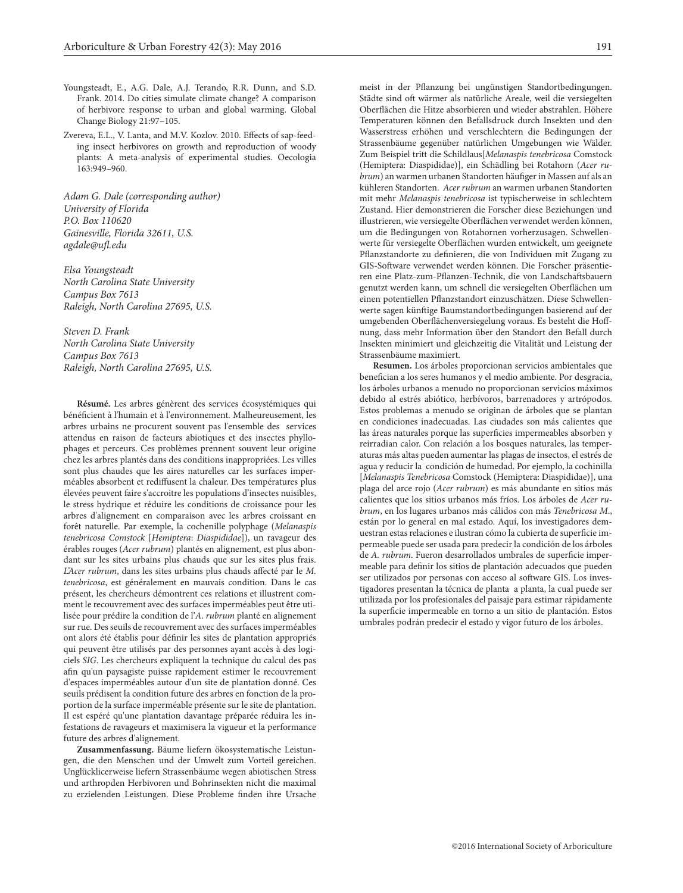Youngsteadt, E., A.G. Dale, A.J. Terando, R.R. Dunn, and S.D. Frank. 2014. Do cities simulate climate change? A comparison of herbivore response to urban and global warming. Global Change Biology 21:97–105.

Zvereva, E.L., V. Lanta, and M.V. Kozlov. 2010. Effects of sap-feeding insect herbivores on growth and reproduction of woody plants: A meta-analysis of experimental studies. Oecologia 163:949–960.

*Adam G. Dale (corresponding author)*
*University of Florida*
*P.O. Box 110620*
*Gainesville, Florida 32611, U.S.*
*agdale@ufl.edu*

*Elsa Youngsteadt*
*North Carolina State University*
*Campus Box 7613*
*Raleigh, North Carolina 27695, U.S.*

*Steven D. Frank*
*North Carolina State University*
*Campus Box 7613*
*Raleigh, North Carolina 27695, U.S.*

**Résumé.** Les arbres génèrent des services écosystémiques qui bénéficient à l'humain et à l'environnement. Malheureusement, les arbres urbains ne procurent souvent pas l'ensemble des services attendus en raison de facteurs abiotiques et des insectes phyllophages et perceurs. Ces problèmes prennent souvent leur origine chez les arbres plantés dans des conditions inappropriées. Les villes sont plus chaudes que les aires naturelles car les surfaces imperméables absorbent et rediffusent la chaleur. Des températures plus élevées peuvent faire s'accroitre les populations d'insectes nuisibles, le stress hydrique et réduire les conditions de croissance pour les arbres d'alignement en comparaison avec les arbres croissant en forêt naturelle. Par exemple, la cochenille polyphage (*Melanaspis tenebricosa Comstock* [*Hemiptera*: *Diaspididae*]), un ravageur des érables rouges (*Acer rubrum*) plantés en alignement, est plus abondant sur les sites urbains plus chauds que sur les sites plus frais. *L'Acer rubrum*, dans les sites urbains plus chauds affecté par le *M. tenebricosa*, est généralement en mauvais condition. Dans le cas présent, les chercheurs démontrent ces relations et illustrent comment le recouvrement avec des surfaces imperméables peut être utilisée pour prédire la condition de l'*A. rubrum* planté en alignement sur rue. Des seuils de recouvrement avec des surfaces imperméables ont alors été établis pour définir les sites de plantation appropriés qui peuvent être utilisés par des personnes ayant accès à des logiciels *SIG*. Les chercheurs expliquent la technique du calcul des pas afin qu'un paysagiste puisse rapidement estimer le recouvrement d'espaces imperméables autour d'un site de plantation donné. Ces seuils prédisent la condition future des arbres en fonction de la proportion de la surface imperméable présente sur le site de plantation. Il est espéré qu'une plantation davantage préparée réduira les infestations de ravageurs et maximisera la vigueur et la performance future des arbres d'alignement.

**Zusammenfassung.** Bäume liefern ökosystematische Leistungen, die den Menschen und der Umwelt zum Vorteil gereichen. Unglücklicerweise liefern Strassenbäume wegen abiotischen Stress und arthropden Herbivoren und Bohrinsekten nicht die maximal zu erzielenden Leistungen. Diese Probleme finden ihre Ursache meist in der Pflanzung bei ungünstigen Standortbedingungen. Städte sind oft wärmer als natürliche Areale, weil die versiegelten Oberflächen die Hitze absorbieren und wieder abstrahlen. Höhere Temperaturen können den Befallsdruck durch Insekten und den Wasserstress erhöhen und verschlechtern die Bedingungen der Strassenbäume gegenüber natürlichen Umgebungen wie Wälder. Zum Beispiel tritt die Schildlaus[*Melanaspis tenebricosa* Comstock (Hemiptera: Diaspididae)], ein Schädling bei Rotahorn (*Acer rubrum*) an warmen urbanen Standorten häufiger in Massen auf als an kühleren Standorten. *Acer rubrum* an warmen urbanen Standorten mit mehr *Melanaspis tenebricosa* ist typischerweise in schlechtem Zustand. Hier demonstrieren die Forscher diese Beziehungen und illustrieren, wie versiegelte Oberflächen verwendet werden können, um die Bedingungen von Rotahornen vorherzusagen. Schwellenwerte für versiegelte Oberflächen wurden entwickelt, um geeignete Pflanzstandorte zu definieren, die von Individuen mit Zugang zu GIS-Software verwendet werden können. Die Forscher präsentieren eine Platz-zum-Pflanzen-Technik, die von Landschaftsbauern genutzt werden kann, um schnell die versiegelten Oberflächen um einen potentiellen Pflanzstandort einzuschätzen. Diese Schwellenwerte sagen künftige Baumstandortbedingungen basierend auf der umgebenden Oberflächenversiegelung voraus. Es besteht die Hoffnung, dass mehr Information über den Standort den Befall durch Insekten minimiert und gleichzeitig die Vitalität und Leistung der Strassenbäume maximiert.

**Resumen.** Los árboles proporcionan servicios ambientales que benefician a los seres humanos y el medio ambiente. Por desgracia, los árboles urbanos a menudo no proporcionan servicios máximos debido al estrés abiótico, herbívoros, barrenadores y artrópodos. Estos problemas a menudo se originan de árboles que se plantan en condiciones inadecuadas. Las ciudades son más calientes que las áreas naturales porque las superficies impermeables absorben y reirradian calor. Con relación a los bosques naturales, las temperaturas más altas pueden aumentar las plagas de insectos, el estrés de agua y reducir la condición de humedad. Por ejemplo, la cochinilla [*Melanaspis Tenebricosa* Comstock (Hemiptera: Diaspididae)], una plaga del arce rojo (*Acer rubrum*) es más abundante en sitios más calientes que los sitios urbanos más fríos. Los árboles de *Acer rubrum*, en los lugares urbanos más cálidos con más *Tenebricosa M*., están por lo general en mal estado. Aquí, los investigadores demuestran estas relaciones e ilustran cómo la cubierta de superficie impermeable puede ser usada para predecir la condición de los árboles de *A. rubrum*. Fueron desarrollados umbrales de superficie impermeable para definir los sitios de plantación adecuados que pueden ser utilizados por personas con acceso al software GIS. Los investigadores presentan la técnica de planta a planta, la cual puede ser utilizada por los profesionales del paisaje para estimar rápidamente la superficie impermeable en torno a un sitio de plantación. Estos umbrales podrán predecir el estado y vigor futuro de los árboles.